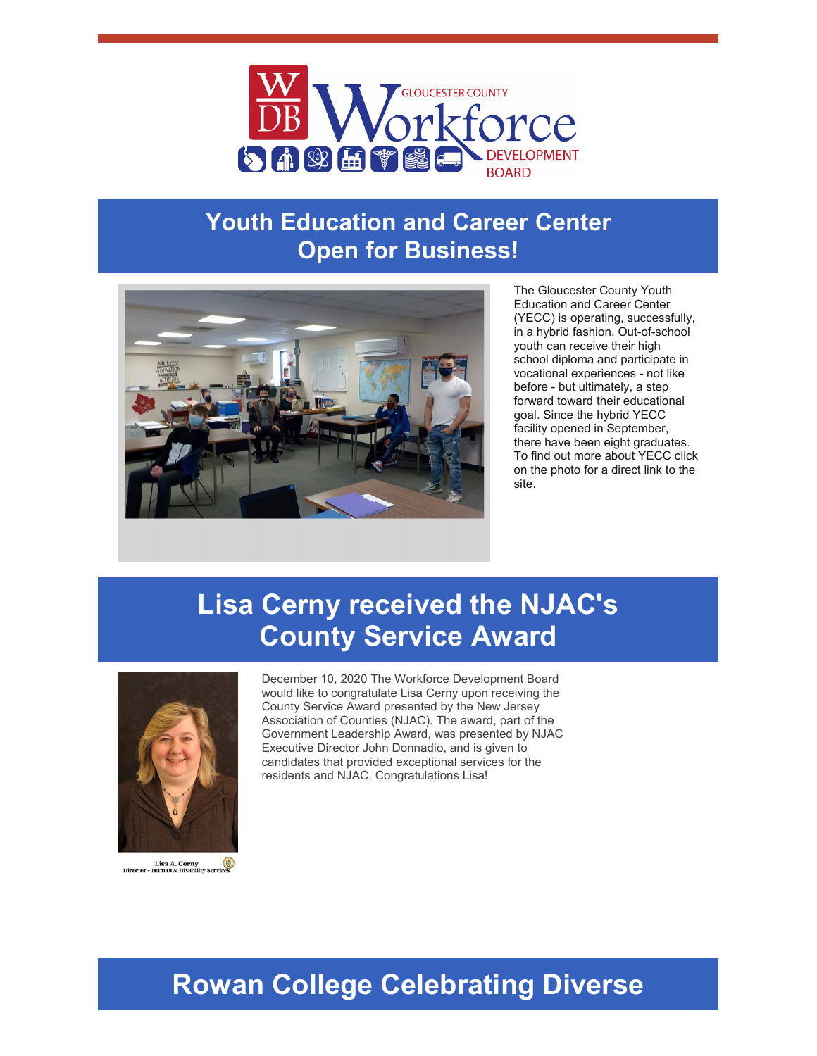# Youth Education and Career Center Open for Business!

The Gloucester County Youth Education and Career Center (YECC) is operating, successfully, in a hybrid fashion. Out-of-school youth can receive their high school diploma and participate in vocational experiences - not like before - but ultimately, a step forward toward their educational goal. Since the hybrid YECC facility opened in September, there have been eight graduates. To find out more about YECC click on the photo for a direct link to the site.

# Lisa Cerny received the NJAC's County Service Award

Lisa A. Cerny
Director - Human & Disability Services

December 10, 2020 The Workforce Development Board would like to congratulate Lisa Cerny upon receiving the County Service Award presented by the New Jersey Association of Counties (NJAC). The award, part of the Government Leadership Award, was presented by NJAC Executive Director John Donnadio, and is given to candidates that provided exceptional services for the residents and NJAC. Congratulations Lisa!

# Rowan College Celebrating Diverse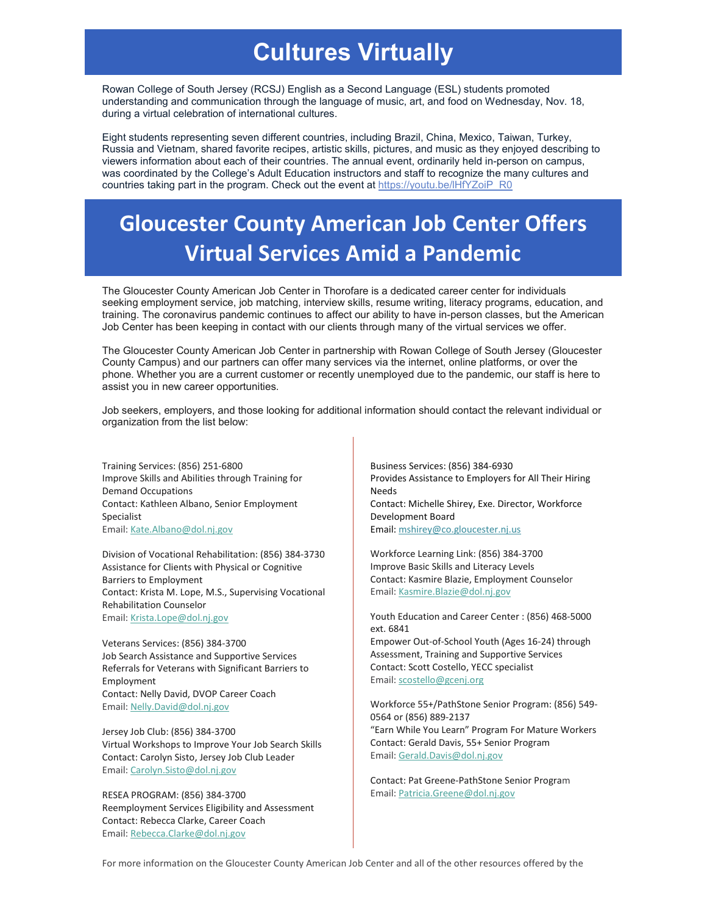# Cultures Virtually

Rowan College of South Jersey (RCSJ) English as a Second Language (ESL) students promoted understanding and communication through the language of music, art, and food on Wednesday, Nov. 18, during a virtual celebration of international cultures.

Eight students representing seven different countries, including Brazil, China, Mexico, Taiwan, Turkey, Russia and Vietnam, shared favorite recipes, artistic skills, pictures, and music as they enjoyed describing to viewers information about each of their countries. The annual event, ordinarily held in-person on campus, was coordinated by the College's Adult Education instructors and staff to recognize the many cultures and countries taking part in the program. Check out the event at https://youtu.be/lHfYZoiP_R0

# Gloucester County American Job Center Offers Virtual Services Amid a Pandemic

The Gloucester County American Job Center in Thorofare is a dedicated career center for individuals seeking employment service, job matching, interview skills, resume writing, literacy programs, education, and training. The coronavirus pandemic continues to affect our ability to have in-person classes, but the American Job Center has been keeping in contact with our clients through many of the virtual services we offer.

The Gloucester County American Job Center in partnership with Rowan College of South Jersey (Gloucester County Campus) and our partners can offer many services via the internet, online platforms, or over the phone. Whether you are a current customer or recently unemployed due to the pandemic, our staff is here to assist you in new career opportunities.

Job seekers, employers, and those looking for additional information should contact the relevant individual or organization from the list below:

Training Services: (856) 251-6800
Improve Skills and Abilities through Training for Demand Occupations
Contact: Kathleen Albano, Senior Employment Specialist
Email: Kate.Albano@dol.nj.gov

Division of Vocational Rehabilitation: (856) 384-3730
Assistance for Clients with Physical or Cognitive Barriers to Employment
Contact: Krista M. Lope, M.S., Supervising Vocational Rehabilitation Counselor
Email: Krista.Lope@dol.nj.gov

Veterans Services: (856) 384-3700
Job Search Assistance and Supportive Services Referrals for Veterans with Significant Barriers to Employment
Contact: Nelly David, DVOP Career Coach
Email: Nelly.David@dol.nj.gov

Jersey Job Club: (856) 384-3700
Virtual Workshops to Improve Your Job Search Skills
Contact: Carolyn Sisto, Jersey Job Club Leader
Email: Carolyn.Sisto@dol.nj.gov

RESEA PROGRAM: (856) 384-3700
Reemployment Services Eligibility and Assessment
Contact: Rebecca Clarke, Career Coach
Email: Rebecca.Clarke@dol.nj.gov

Business Services: (856) 384-6930
Provides Assistance to Employers for All Their Hiring Needs
Contact: Michelle Shirey, Exe. Director, Workforce Development Board
Email: mshirey@co.gloucester.nj.us

Workforce Learning Link: (856) 384-3700
Improve Basic Skills and Literacy Levels
Contact: Kasmire Blazie, Employment Counselor
Email: Kasmire.Blazie@dol.nj.gov

Youth Education and Career Center : (856) 468-5000 ext. 6841
Empower Out-of-School Youth (Ages 16-24) through Assessment, Training and Supportive Services
Contact: Scott Costello, YECC specialist
Email: scostello@gcenj.org

Workforce 55+/PathStone Senior Program: (856) 549-0564 or (856) 889-2137
"Earn While You Learn" Program For Mature Workers
Contact: Gerald Davis, 55+ Senior Program
Email: Gerald.Davis@dol.nj.gov

Contact: Pat Greene-PathStone Senior Program
Email: Patricia.Greene@dol.nj.gov

For more information on the Gloucester County American Job Center and all of the other resources offered by the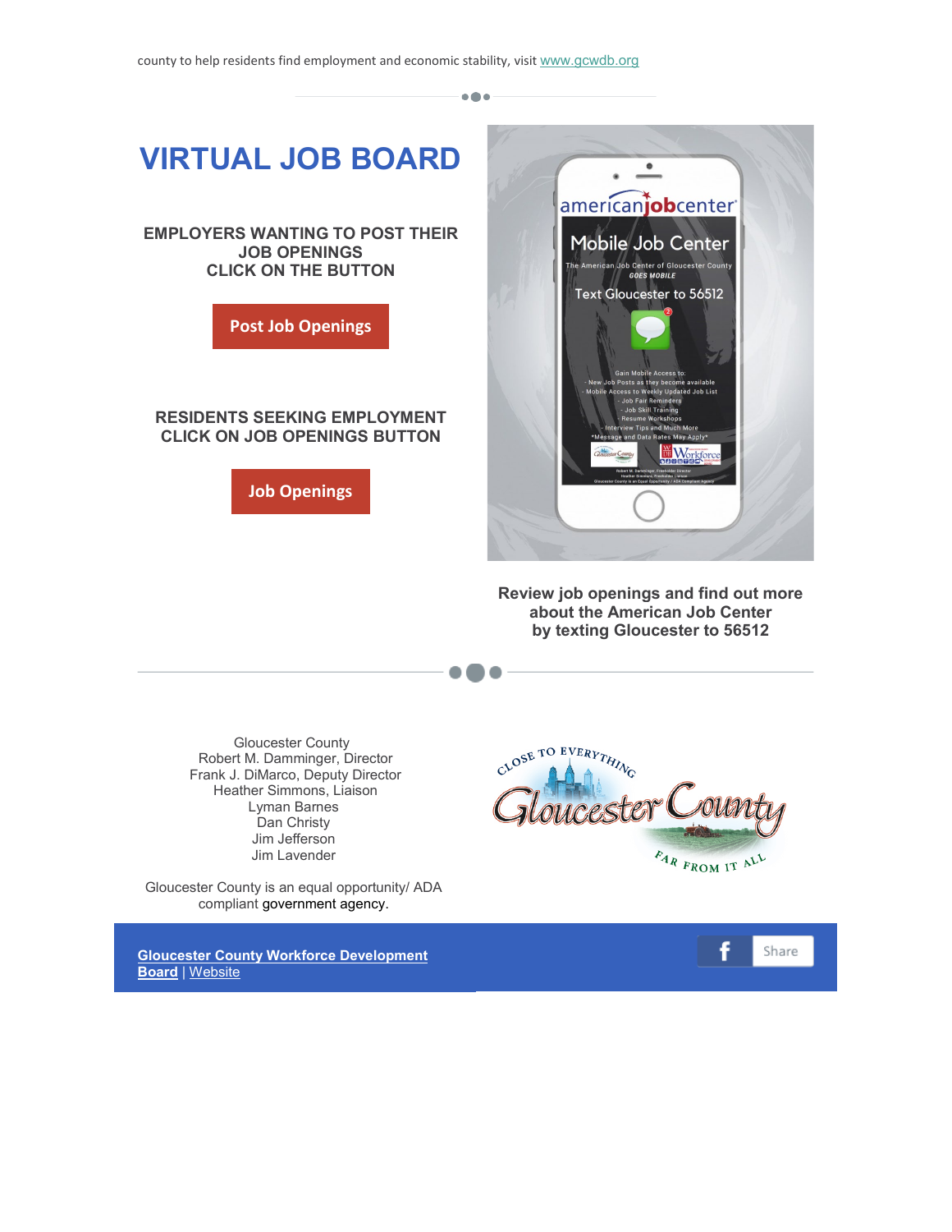county to help residents find employment and economic stability, visit www.gcwdb.org

# VIRTUAL JOB BOARD

**EMPLOYERS WANTING TO POST THEIR JOB OPENINGS CLICK ON THE BUTTON**

Post Job Openings

**RESIDENTS SEEKING EMPLOYMENT CLICK ON JOB OPENINGS BUTTON**

Job Openings

**Review job openings and find out more about the American Job Center by texting Gloucester to 56512**

Gloucester County
Robert M. Damminger, Director
Frank J. DiMarco, Deputy Director
Heather Simmons, Liaison
Lyman Barnes
Dan Christy
Jim Jefferson
Jim Lavender

Gloucester County is an equal opportunity/ ADA compliant government agency.

**Gloucester County Workforce Development Board** | Website

Share